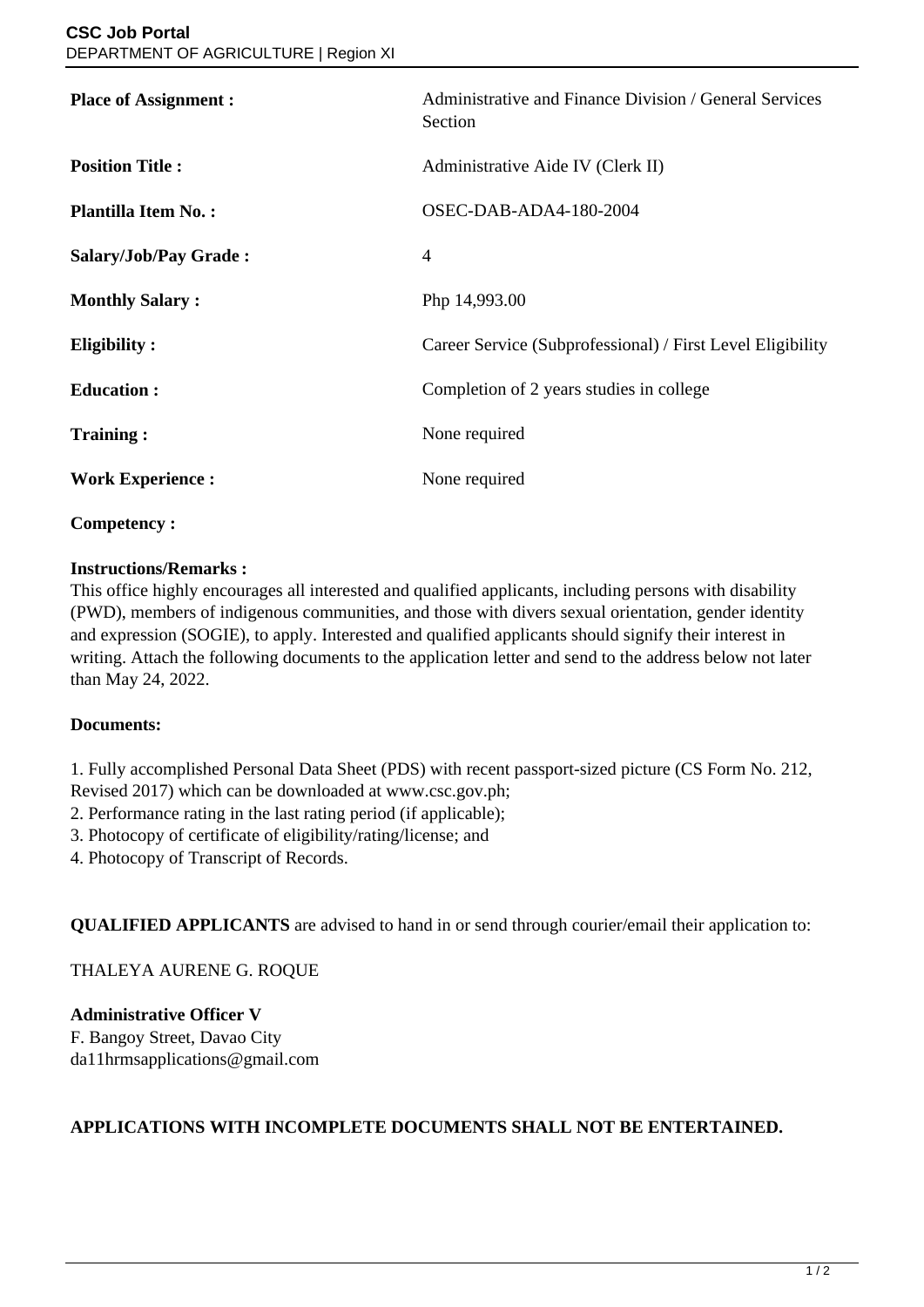**CSC Job Portal**
DEPARTMENT OF AGRICULTURE | Region XI

| | |
|---|---|
| **Place of Assignment :** | Administrative and Finance Division / General Services Section |
| **Position Title :** | Administrative Aide IV (Clerk II) |
| **Plantilla Item No. :** | OSEC-DAB-ADA4-180-2004 |
| **Salary/Job/Pay Grade :** | 4 |
| **Monthly Salary :** | Php 14,993.00 |
| **Eligibility :** | Career Service (Subprofessional) / First Level Eligibility |
| **Education :** | Completion of 2 years studies in college |
| **Training :** | None required |
| **Work Experience :** | None required |

**Competency :**

**Instructions/Remarks :**
This office highly encourages all interested and qualified applicants, including persons with disability (PWD), members of indigenous communities, and those with divers sexual orientation, gender identity and expression (SOGIE), to apply. Interested and qualified applicants should signify their interest in writing. Attach the following documents to the application letter and send to the address below not later than May 24, 2022.

**Documents:**

1. Fully accomplished Personal Data Sheet (PDS) with recent passport-sized picture (CS Form No. 212, Revised 2017) which can be downloaded at www.csc.gov.ph;
2. Performance rating in the last rating period (if applicable);
3. Photocopy of certificate of eligibility/rating/license; and
4. Photocopy of Transcript of Records.

**QUALIFIED APPLICANTS** are advised to hand in or send through courier/email their application to:

THALEYA AURENE G. ROQUE

**Administrative Officer V**
F. Bangoy Street, Davao City
da11hrmsapplications@gmail.com

**APPLICATIONS WITH INCOMPLETE DOCUMENTS SHALL NOT BE ENTERTAINED.**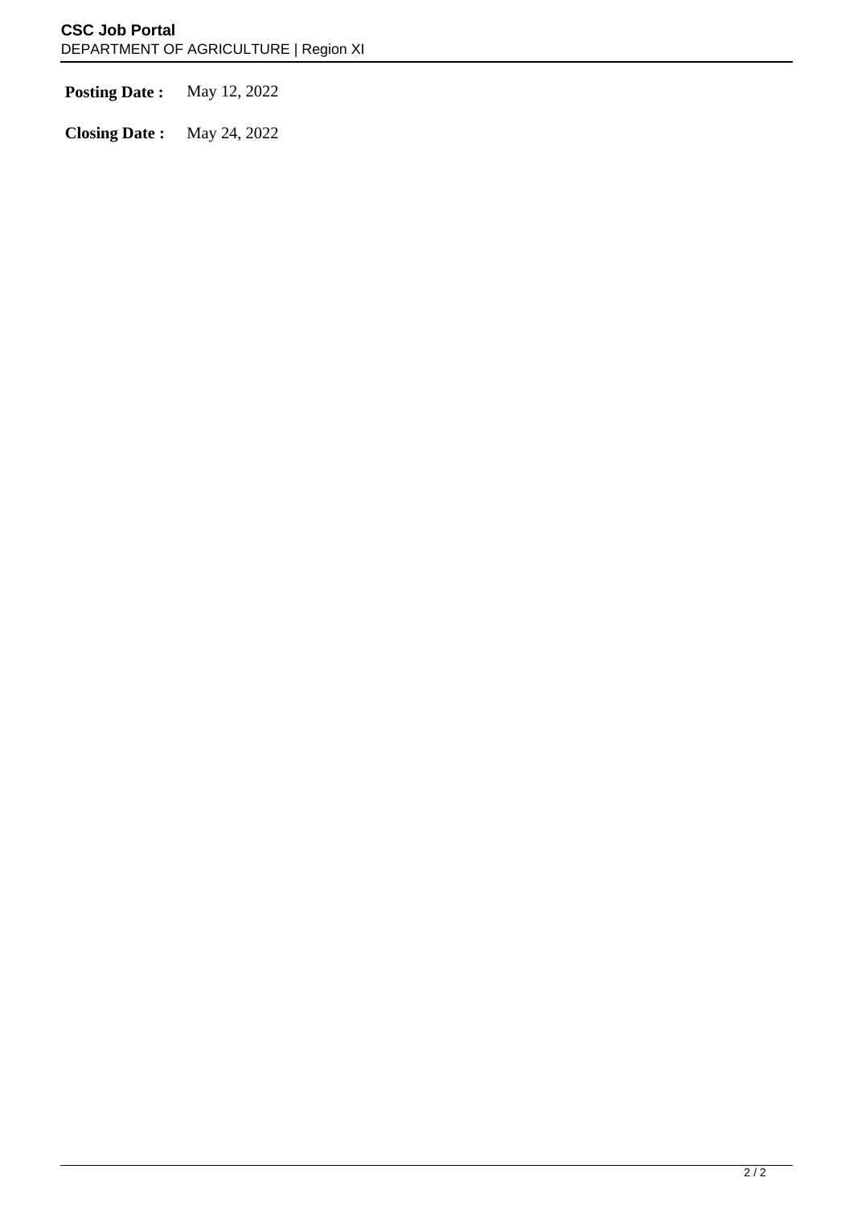**Posting Date :** May 12, 2022

**Closing Date :** May 24, 2022